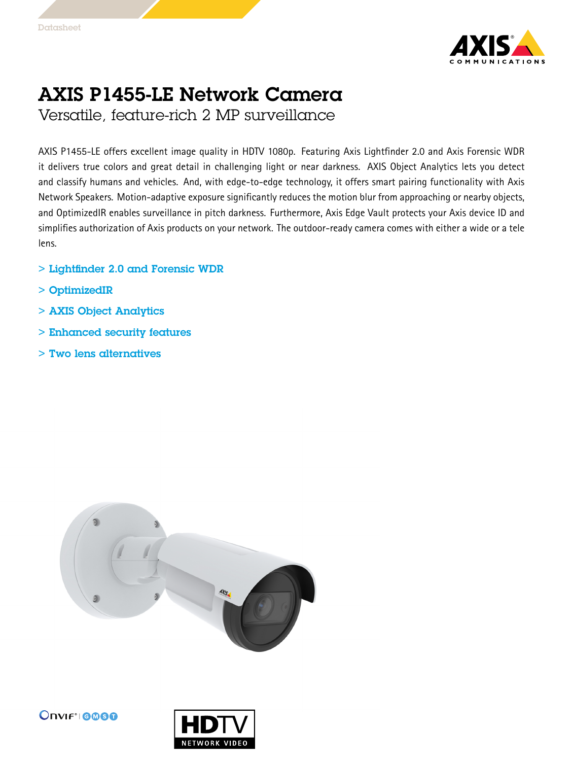Datasheet

# AXIS P1455-LE Network Camera

## Versatile, feature-rich 2 MP surveillance

AXIS P1455-LE offers excellent image quality in HDTV 1080p. Featuring Axis Lightfinder 2.0 and Axis Forensic WDR it delivers true colors and great detail in challenging light or near darkness. AXIS Object Analytics lets you detect and classify humans and vehicles. And, with edge-to-edge technology, it offers smart pairing functionality with Axis Network Speakers. Motion-adaptive exposure significantly reduces the motion blur from approaching or nearby objects, and OptimizedIR enables surveillance in pitch darkness. Furthermore, Axis Edge Vault protects your Axis device ID and simplifies authorization of Axis products on your network. The outdoor-ready camera comes with either a wide or a tele lens.

- > Lightfinder 2.0 and Forensic WDR
- > OptimizedIR
- > AXIS Object Analytics
- > Enhanced security features
- > Two lens alternatives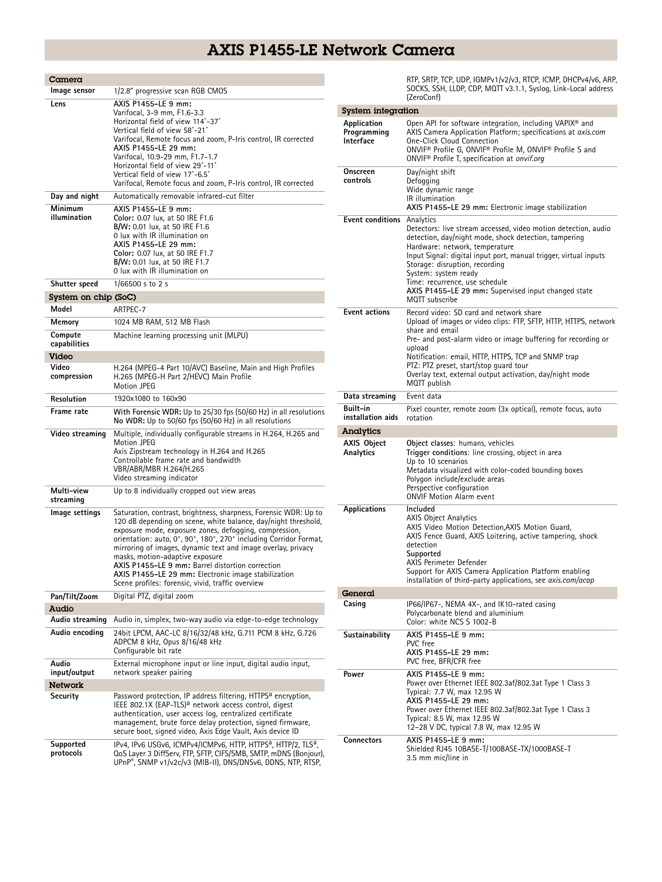# AXIS P1455-LE Network Camera

## Camera

| | |
|---|---|
| Image sensor | 1/2.8" progressive scan RGB CMOS |
| Lens | **AXIS P1455-LE 9 mm:**<br>Varifocal, 3-9 mm, F1.6-3.3<br>Horizontal field of view 114°-37°<br>Vertical field of view 58°-21°<br>Varifocal, Remote focus and zoom, P-Iris control, IR corrected<br>**AXIS P1455-LE 29 mm:**<br>Varifocal, 10.9-29 mm, F1.7-1.7<br>Horizontal field of view 29°-11°<br>Vertical field of view 17°-6.5°<br>Varifocal, Remote focus and zoom, P-Iris control, IR corrected |
| Day and night | Automatically removable infrared-cut filter |
| Minimum illumination | **AXIS P1455-LE 9 mm:**<br>**Color:** 0.07 lux, at 50 IRE F1.6<br>**B/W:** 0.01 lux, at 50 IRE F1.6<br>0 lux with IR illumination on<br>**AXIS P1455-LE 29 mm:**<br>**Color:** 0.07 lux, at 50 IRE F1.7<br>**B/W:** 0.01 lux, at 50 IRE F1.7<br>0 lux with IR illumination on |
| Shutter speed | 1/66500 s to 2 s |

## System on chip (SoC)

| | |
|---|---|
| Model | ARTPEC-7 |
| Memory | 1024 MB RAM, 512 MB Flash |
| Compute capabilities | Machine learning processing unit (MLPU) |

## Video

| | |
|---|---|
| Video compression | H.264 (MPEG-4 Part 10/AVC) Baseline, Main and High Profiles<br>H.265 (MPEG-H Part 2/HEVC) Main Profile<br>Motion JPEG |
| Resolution | 1920x1080 to 160x90 |
| Frame rate | **With Forensic WDR:** Up to 25/30 fps (50/60 Hz) in all resolutions<br>**No WDR:** Up to 50/60 fps (50/60 Hz) in all resolutions |
| Video streaming | Multiple, individually configurable streams in H.264, H.265 and Motion JPEG<br>Axis Zipstream technology in H.264 and H.265<br>Controllable frame rate and bandwidth<br>VBR/ABR/MBR H.264/H.265<br>Video streaming indicator |
| Multi-view streaming | Up to 8 individually cropped out view areas |
| Image settings | Saturation, contrast, brightness, sharpness, Forensic WDR: Up to 120 dB depending on scene, white balance, day/night threshold, exposure mode, exposure zones, defogging, compression, orientation: auto, 0°, 90°, 180°, 270° including Corridor Format, mirroring of images, dynamic text and image overlay, privacy masks, motion-adaptive exposure<br>**AXIS P1455-LE 9 mm:** Barrel distortion correction<br>**AXIS P1455-LE 29 mm:** Electronic image stabilization<br>Scene profiles: forensic, vivid, traffic overview |
| Pan/Tilt/Zoom | Digital PTZ, digital zoom |

## Audio

| | |
|---|---|
| Audio streaming | Audio in, simplex, two-way audio via edge-to-edge technology |
| Audio encoding | 24bit LPCM, AAC-LC 8/16/32/48 kHz, G.711 PCM 8 kHz, G.726 ADPCM 8 kHz, Opus 8/16/48 kHz<br>Configurable bit rate |
| Audio input/output | External microphone input or line input, digital audio input, network speaker pairing |

## Network

| | |
|---|---|
| Security | Password protection, IP address filtering, HTTPS[a] encryption, IEEE 802.1X (EAP-TLS)[a] network access control, digest authentication, user access log, centralized certificate management, brute force delay protection, signed firmware, secure boot, signed video, Axis Edge Vault, Axis device ID |
| Supported protocols | IPv4, IPv6 USGv6, ICMPv4/ICMPv6, HTTP, HTTPS[a], HTTP/2, TLS[a], QoS Layer 3 DiffServ, FTP, SFTP, CIFS/SMB, SMTP, mDNS (Bonjour), UPnP®, SNMP v1/v2c/v3 (MIB-II), DNS/DNSv6, DDNS, NTP, RTSP, RTP, SRTP, TCP, UDP, IGMPv1/v2/v3, RTCP, ICMP, DHCPv4/v6, ARP, SOCKS, SSH, LLDP, CDP, MQTT v3.1.1, Syslog, Link-Local address (ZeroConf) |

## System integration

| | |
|---|---|
| Application Programming Interface | Open API for software integration, including VAPIX® and AXIS Camera Application Platform; specifications at *axis.com*<br>One-Click Cloud Connection<br>ONVIF® Profile G, ONVIF® Profile M, ONVIF® Profile S and ONVIF® Profile T, specification at *onvif.org* |
| Onscreen controls | Day/night shift<br>Defogging<br>Wide dynamic range<br>IR illumination<br>**AXIS P1455-LE 29 mm:** Electronic image stabilization |
| Event conditions | Analytics<br>Detectors: live stream accessed, video motion detection, audio detection, day/night mode, shock detection, tampering<br>Hardware: network, temperature<br>Input Signal: digital input port, manual trigger, virtual inputs<br>Storage: disruption, recording<br>System: system ready<br>Time: recurrence, use schedule<br>**AXIS P1455-LE 29 mm:** Supervised input changed state<br>MQTT subscribe |
| Event actions | Record video: SD card and network share<br>Upload of images or video clips: FTP, SFTP, HTTP, HTTPS, network share and email<br>Pre- and post-alarm video or image buffering for recording or upload<br>Notification: email, HTTP, HTTPS, TCP and SNMP trap<br>PTZ: PTZ preset, start/stop guard tour<br>Overlay text, external output activation, day/night mode<br>MQTT publish |
| Data streaming | Event data |
| Built-in installation aids | Pixel counter, remote zoom (3x optical), remote focus, auto rotation |

## Analytics

| | |
|---|---|
| AXIS Object Analytics | **Object classes**: humans, vehicles<br>**Trigger conditions**: line crossing, object in area<br>Up to 10 scenarios<br>Metadata visualized with color-coded bounding boxes<br>Polygon include/exclude areas<br>Perspective configuration<br>ONVIF Motion Alarm event |
| Applications | **Included**<br>AXIS Object Analytics<br>AXIS Video Motion Detection,AXIS Motion Guard,<br>AXIS Fence Guard, AXIS Loitering, active tampering, shock detection<br>**Supported**<br>AXIS Perimeter Defender<br>Support for AXIS Camera Application Platform enabling installation of third-party applications, see *axis.com/acap* |

## General

| | |
|---|---|
| Casing | IP66/IP67-, NEMA 4X-, and IK10-rated casing<br>Polycarbonate blend and aluminium<br>Color: white NCS S 1002-B |
| Sustainability | **AXIS P1455-LE 9 mm:**<br>PVC free<br>**AXIS P1455-LE 29 mm:**<br>PVC free, BFR/CFR free |
| Power | **AXIS P1455-LE 9 mm:**<br>Power over Ethernet IEEE 802.3af/802.3at Type 1 Class 3<br>Typical: 7.7 W, max 12.95 W<br>**AXIS P1455-LE 29 mm:**<br>Power over Ethernet IEEE 802.3af/802.3at Type 1 Class 3<br>Typical: 8.5 W, max 12.95 W<br>12–28 V DC, typical 7.8 W, max 12.95 W |
| Connectors | **AXIS P1455-LE 9 mm:**<br>Shielded RJ45 10BASE-T/100BASE-TX/1000BASE-T<br>3.5 mm mic/line in |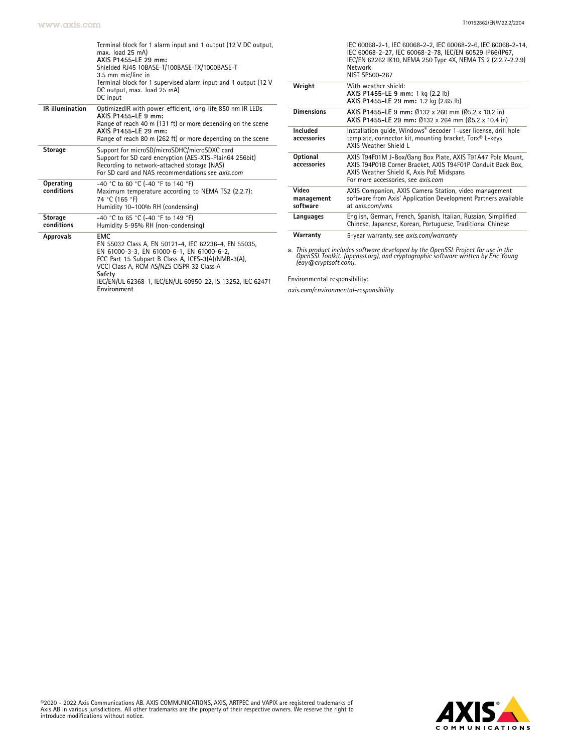| | |
|---|---|
| | Terminal block for 1 alarm input and 1 output (12 V DC output, max. load 25 mA)<br>**AXIS P1455–LE 29 mm:**<br>Shielded RJ45 10BASE-T/100BASE-TX/1000BASE-T<br>3.5 mm mic/line in<br>Terminal block for 1 supervised alarm input and 1 output (12 V DC output, max. load 25 mA)<br>DC input |
| **IR illumination** | OptimizedIR with power-efficient, long-life 850 nm IR LEDs<br>**AXIS P1455–LE 9 mm:**<br>Range of reach 40 m (131 ft) or more depending on the scene<br>**AXIS P1455–LE 29 mm:**<br>Range of reach 80 m (262 ft) or more depending on the scene |
| **Storage** | Support for microSD/microSDHC/microSDXC card<br>Support for SD card encryption (AES-XTS-Plain64 256bit)<br>Recording to network-attached storage (NAS)<br>For SD card and NAS recommendations see *axis.com* |
| **Operating conditions** | -40 °C to 60 °C (-40 °F to 140 °F)<br>Maximum temperature according to NEMA TS2 (2.2.7): 74 °C (165 °F)<br>Humidity 10–100% RH (condensing) |
| **Storage conditions** | -40 °C to 65 °C (-40 °F to 149 °F)<br>Humidity 5-95% RH (non-condensing) |
| **Approvals** | **EMC**<br>EN 55032 Class A, EN 50121-4, IEC 62236-4, EN 55035, EN 61000-3-3, EN 61000-6-1, EN 61000-6-2, FCC Part 15 Subpart B Class A, ICES-3(A)/NMB-3(A), VCCI Class A, RCM AS/NZS CISPR 32 Class A<br>**Safety**<br>IEC/EN/UL 62368-1, IEC/EN/UL 60950-22, IS 13252, IEC 62471<br>**Environment**<br>IEC 60068-2-1, IEC 60068-2-2, IEC 60068-2-6, IEC 60068-2-14, IEC 60068-2-27, IEC 60068-2-78, IEC/EN 60529 IP66/IP67, IEC/EN 62262 IK10, NEMA 250 Type 4X, NEMA TS 2 (2.2.7-2.2.9)<br>**Network**<br>NIST SP500-267 |
| **Weight** | With weather shield:<br>**AXIS P1455–LE 9 mm:** 1 kg (2.2 lb)<br>**AXIS P1455–LE 29 mm:** 1.2 kg (2.65 lb) |
| **Dimensions** | **AXIS P1455–LE 9 mm:** Ø132 x 260 mm (Ø5.2 x 10.2 in)<br>**AXIS P1455–LE 29 mm:** Ø132 x 264 mm (Ø5.2 x 10.4 in) |
| **Included accessories** | Installation guide, Windows® decoder 1-user license, drill hole template, connector kit, mounting bracket, Torx® L-keys<br>AXIS Weather Shield L |
| **Optional accessories** | AXIS T94F01M J-Box/Gang Box Plate, AXIS T91A47 Pole Mount, AXIS T94P01B Corner Bracket, AXIS T94F01P Conduit Back Box, AXIS Weather Shield K, Axis PoE Midspans<br>For more accessories, see *axis.com* |
| **Video management software** | AXIS Companion, AXIS Camera Station, video management software from Axis' Application Development Partners available at *axis.com/vms* |
| **Languages** | English, German, French, Spanish, Italian, Russian, Simplified Chinese, Japanese, Korean, Portuguese, Traditional Chinese |
| **Warranty** | 5-year warranty, see *axis.com/warranty* |

a. *This product includes software developed by the OpenSSL Project for use in the OpenSSL Toolkit. (openssl.org), and cryptographic software written by Eric Young (eay@cryptsoft.com).*

Environmental responsibility:

*axis.com/environmental-responsibility*

©2020 - 2022 Axis Communications AB. AXIS COMMUNICATIONS, AXIS, ARTPEC and VAPIX are registered trademarks of Axis AB in various jurisdictions. All other trademarks are the property of their respective owners. We reserve the right to introduce modifications without notice.